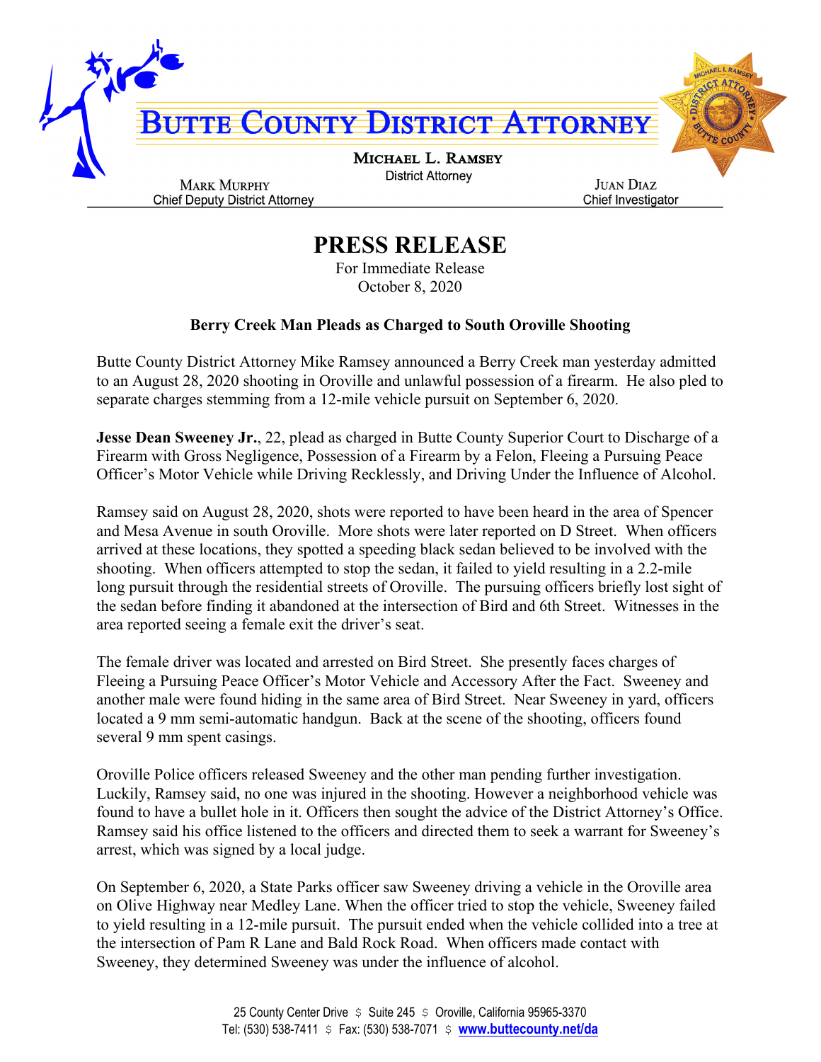# BUTTE COUNTY DISTRICT ATTORNEY

**MICHAEL L. RAMSEY**
District Attorney

MARK MURPHY
Chief Deputy District Attorney

JUAN DIAZ
Chief Investigator

## PRESS RELEASE

For Immediate Release
October 8, 2020

### Berry Creek Man Pleads as Charged to South Oroville Shooting

Butte County District Attorney Mike Ramsey announced a Berry Creek man yesterday admitted to an August 28, 2020 shooting in Oroville and unlawful possession of a firearm. He also pled to separate charges stemming from a 12-mile vehicle pursuit on September 6, 2020.

**Jesse Dean Sweeney Jr.**, 22, plead as charged in Butte County Superior Court to Discharge of a Firearm with Gross Negligence, Possession of a Firearm by a Felon, Fleeing a Pursuing Peace Officer's Motor Vehicle while Driving Recklessly, and Driving Under the Influence of Alcohol.

Ramsey said on August 28, 2020, shots were reported to have been heard in the area of Spencer and Mesa Avenue in south Oroville. More shots were later reported on D Street. When officers arrived at these locations, they spotted a speeding black sedan believed to be involved with the shooting. When officers attempted to stop the sedan, it failed to yield resulting in a 2.2-mile long pursuit through the residential streets of Oroville. The pursuing officers briefly lost sight of the sedan before finding it abandoned at the intersection of Bird and 6th Street. Witnesses in the area reported seeing a female exit the driver's seat.

The female driver was located and arrested on Bird Street. She presently faces charges of Fleeing a Pursuing Peace Officer's Motor Vehicle and Accessory After the Fact. Sweeney and another male were found hiding in the same area of Bird Street. Near Sweeney in yard, officers located a 9 mm semi-automatic handgun. Back at the scene of the shooting, officers found several 9 mm spent casings.

Oroville Police officers released Sweeney and the other man pending further investigation. Luckily, Ramsey said, no one was injured in the shooting. However a neighborhood vehicle was found to have a bullet hole in it. Officers then sought the advice of the District Attorney's Office. Ramsey said his office listened to the officers and directed them to seek a warrant for Sweeney's arrest, which was signed by a local judge.

On September 6, 2020, a State Parks officer saw Sweeney driving a vehicle in the Oroville area on Olive Highway near Medley Lane. When the officer tried to stop the vehicle, Sweeney failed to yield resulting in a 12-mile pursuit. The pursuit ended when the vehicle collided into a tree at the intersection of Pam R Lane and Bald Rock Road. When officers made contact with Sweeney, they determined Sweeney was under the influence of alcohol.

25 County Center Drive $ Suite 245 $ Oroville, California 95965-3370
Tel: (530) 538-7411 $ Fax: (530) 538-7071 $ www.buttecounty.net/da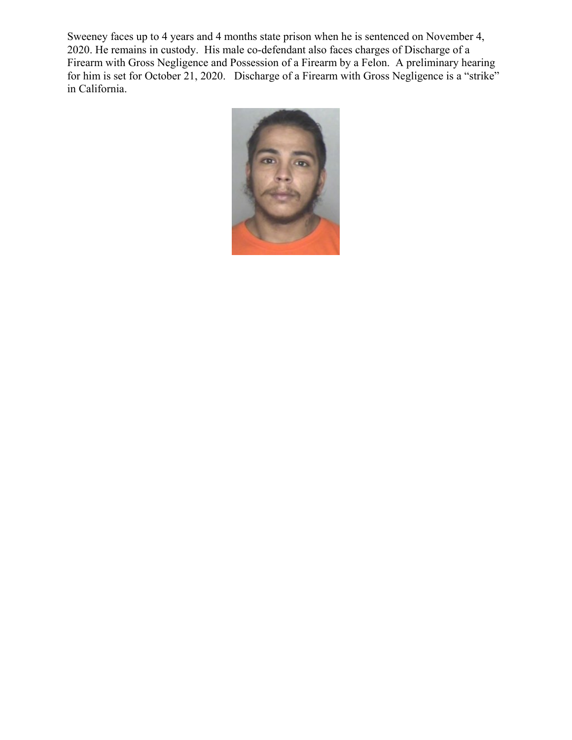Sweeney faces up to 4 years and 4 months state prison when he is sentenced on November 4, 2020. He remains in custody. His male co-defendant also faces charges of Discharge of a Firearm with Gross Negligence and Possession of a Firearm by a Felon. A preliminary hearing for him is set for October 21, 2020. Discharge of a Firearm with Gross Negligence is a "strike" in California.